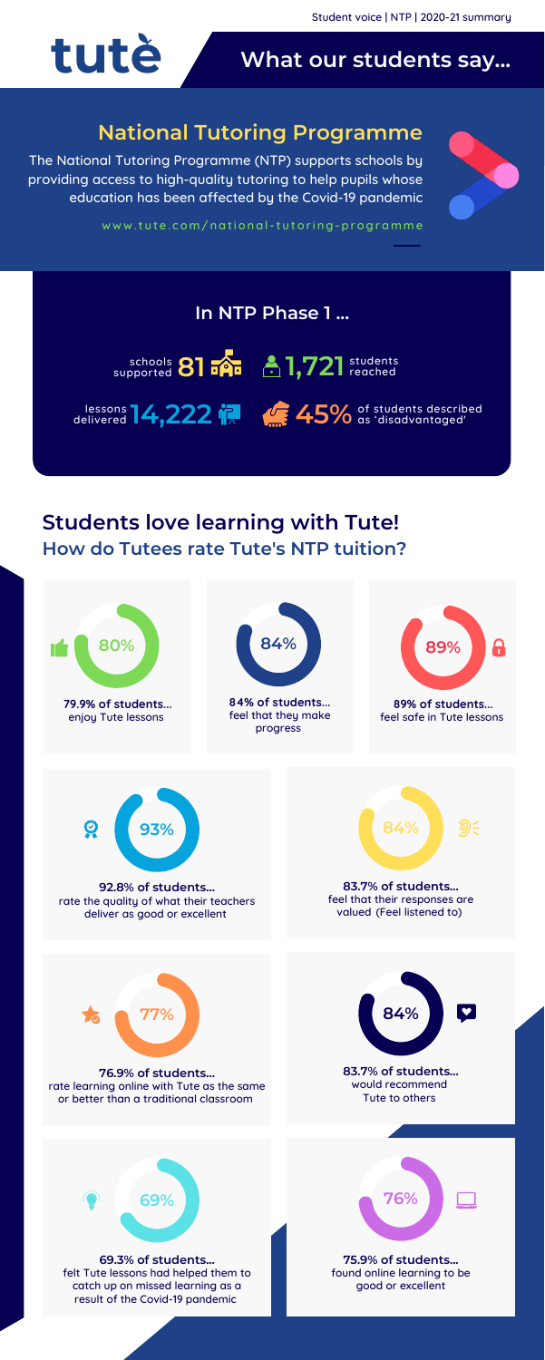Student voice | NTP | 2020-21 summary

# tutè

## What our students say...

## National Tutoring Programme

The National Tutoring Programme (NTP) supports schools by providing access to high-quality tutoring to help pupils whose education has been affected by the Covid-19 pandemic

www.tute.com/national-tutoring-programme

### In NTP Phase 1 ...

- schools supported **81**
- **1,721** students reached
- lessons delivered **14,222**
- **45%** of students described as 'disadvantaged'

## Students love learning with Tute!

### How do Tutees rate Tute's NTP tuition?

**80%** — **79.9% of students...** enjoy Tute lessons

**84%** — **84% of students...** feel that they make progress

**89%** — **89% of students...** feel safe in Tute lessons

**93%** — **92.8% of students...** rate the quality of what their teachers deliver as good or excellent

**84%** — **83.7% of students...** feel that their responses are valued (Feel listened to)

**77%** — **76.9% of students...** rate learning online with Tute as the same or better than a traditional classroom

**84%** — **83.7% of students...** would recommend Tute to others

**69%** — **69.3% of students...** felt Tute lessons had helped them to catch up on missed learning as a result of the Covid-19 pandemic

**76%** — **75.9% of students...** found online learning to be good or excellent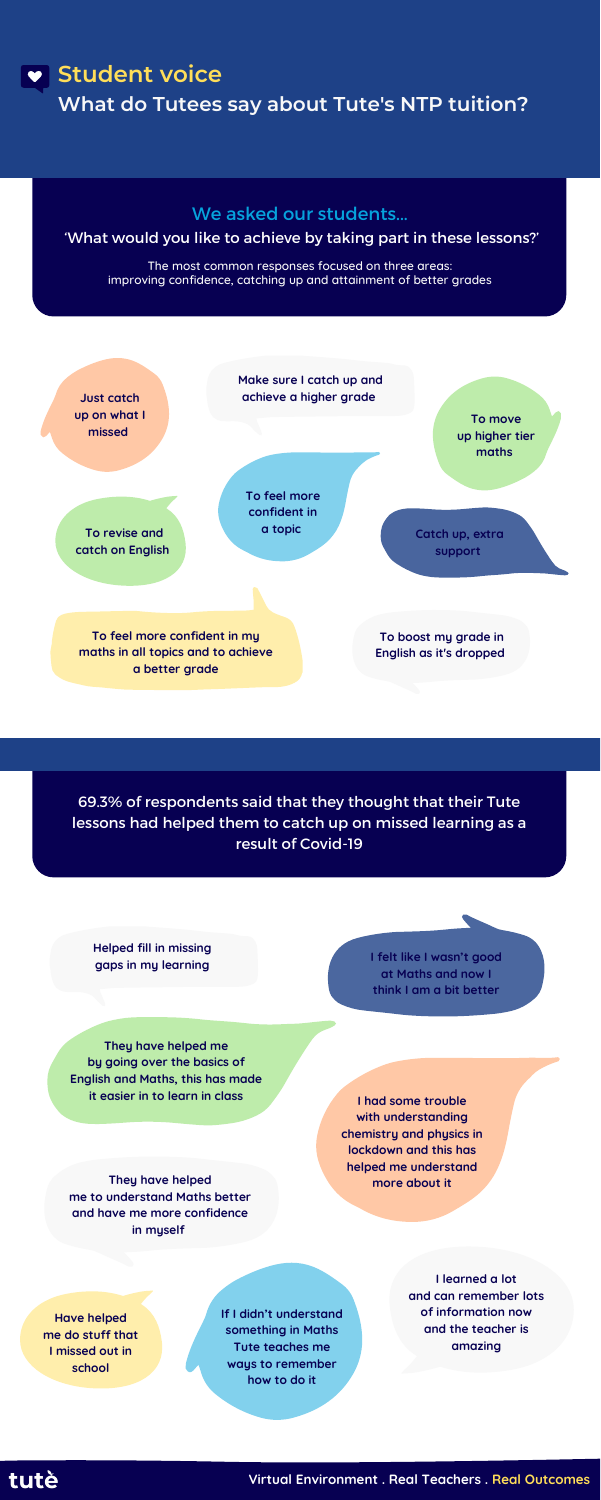## Student voice

### What do Tutees say about Tute's NTP tuition?

### We asked our students...

'What would you like to achieve by taking part in these lessons?'

The most common responses focused on three areas: improving confidence, catching up and attainment of better grades

- **Just catch up on what I missed**
- **Make sure I catch up and achieve a higher grade**
- **To move up higher tier maths**
- **To revise and catch on English**
- **To feel more confident in a topic**
- **Catch up, extra support**
- **To feel more confident in my maths in all topics and to achieve a better grade**
- **To boost my grade in English as it's dropped**

69.3% of respondents said that they thought that their Tute lessons had helped them to catch up on missed learning as a result of Covid-19

- **Helped fill in missing gaps in my learning**
- **I felt like I wasn't good at Maths and now I think I am a bit better**
- **They have helped me by going over the basics of English and Maths, this has made it easier in to learn in class**
- **I had some trouble with understanding chemistry and physics in lockdown and this has helped me understand more about it**
- **They have helped me to understand Maths better and have me more confidence in myself**
- **I learned a lot and can remember lots of information now and the teacher is amazing**
- **Have helped me do stuff that I missed out in school**
- **If I didn't understand something in Maths Tute teaches me ways to remember how to do it**

tutè

Virtual Environment . Real Teachers . Real Outcomes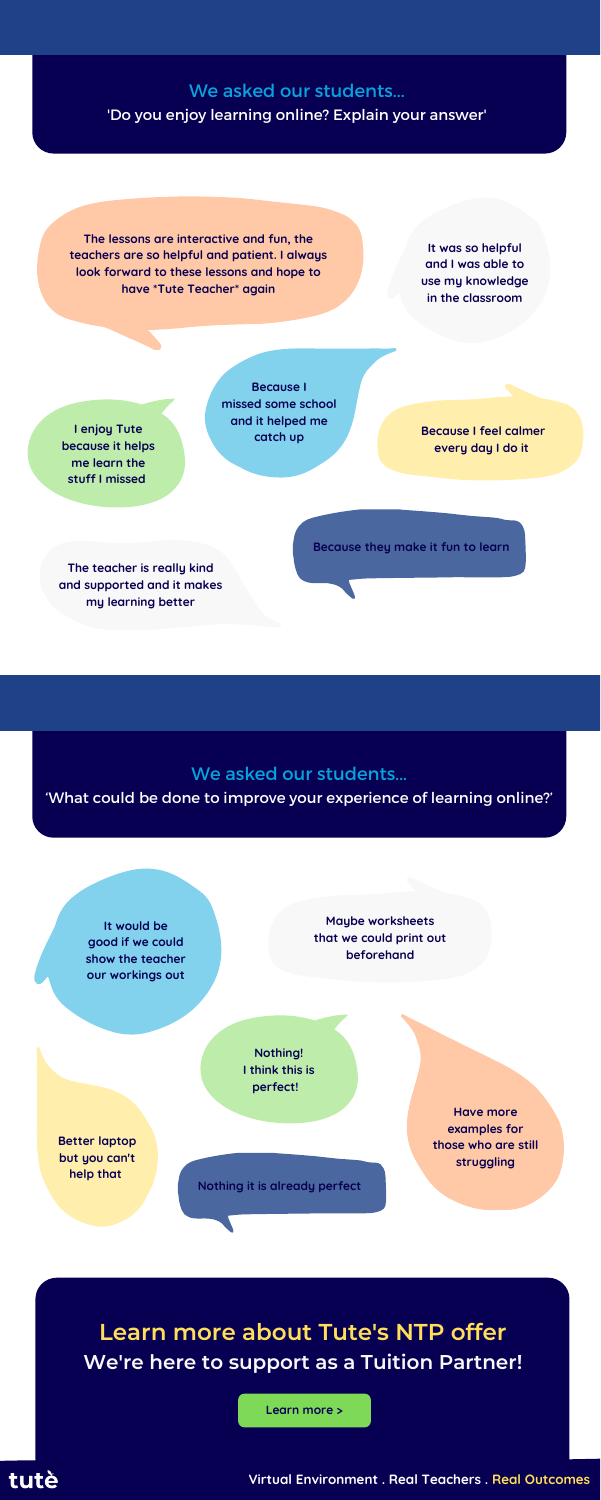## We asked our students...

'Do you enjoy learning online? Explain your answer'

**The lessons are interactive and fun, the teachers are so helpful and patient. I always look forward to these lessons and hope to have *Tute Teacher* again**

**It was so helpful and I was able to use my knowledge in the classroom**

**Because I missed some school and it helped me catch up**

**I enjoy Tute because it helps me learn the stuff I missed**

**Because I feel calmer every day I do it**

**Because they make it fun to learn**

**The teacher is really kind and supported and it makes my learning better**

## We asked our students...

'What could be done to improve your experience of learning online?'

**It would be good if we could show the teacher our workings out**

**Maybe worksheets that we could print out beforehand**

**Nothing! I think this is perfect!**

**Have more examples for those who are still struggling**

**Better laptop but you can't help that**

**Nothing it is already perfect**

## Learn more about Tute's NTP offer

**We're here to support as a Tuition Partner!**

Learn more >

tutè

Virtual Environment . Real Teachers . Real Outcomes